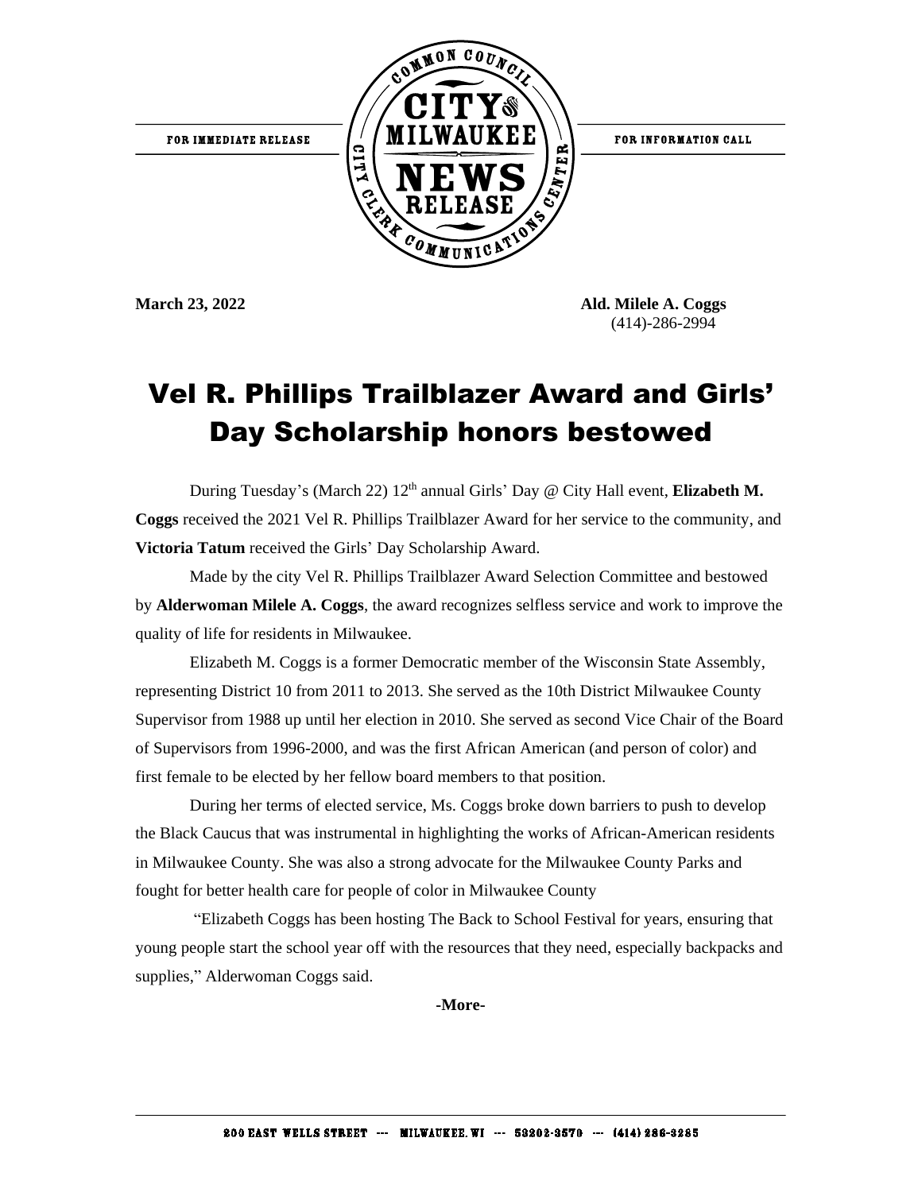FOR IMMEDIATE RELEASE

COMMON COUNCIL CITY OF MILWAUKEE NEWS RELEASE — CITY CLERK COMMUNICATIONS CENTER

FOR INFORMATION CALL

**March 23, 2022**

**Ald. Milele A. Coggs**
(414)-286-2994

# Vel R. Phillips Trailblazer Award and Girls' Day Scholarship honors bestowed

During Tuesday's (March 22) 12th annual Girls' Day @ City Hall event, **Elizabeth M. Coggs** received the 2021 Vel R. Phillips Trailblazer Award for her service to the community, and **Victoria Tatum** received the Girls' Day Scholarship Award.

Made by the city Vel R. Phillips Trailblazer Award Selection Committee and bestowed by **Alderwoman Milele A. Coggs**, the award recognizes selfless service and work to improve the quality of life for residents in Milwaukee.

Elizabeth M. Coggs is a former Democratic member of the Wisconsin State Assembly, representing District 10 from 2011 to 2013. She served as the 10th District Milwaukee County Supervisor from 1988 up until her election in 2010. She served as second Vice Chair of the Board of Supervisors from 1996-2000, and was the first African American (and person of color) and first female to be elected by her fellow board members to that position.

During her terms of elected service, Ms. Coggs broke down barriers to push to develop the Black Caucus that was instrumental in highlighting the works of African-American residents in Milwaukee County. She was also a strong advocate for the Milwaukee County Parks and fought for better health care for people of color in Milwaukee County

"Elizabeth Coggs has been hosting The Back to School Festival for years, ensuring that young people start the school year off with the resources that they need, especially backpacks and supplies," Alderwoman Coggs said.

**-More-**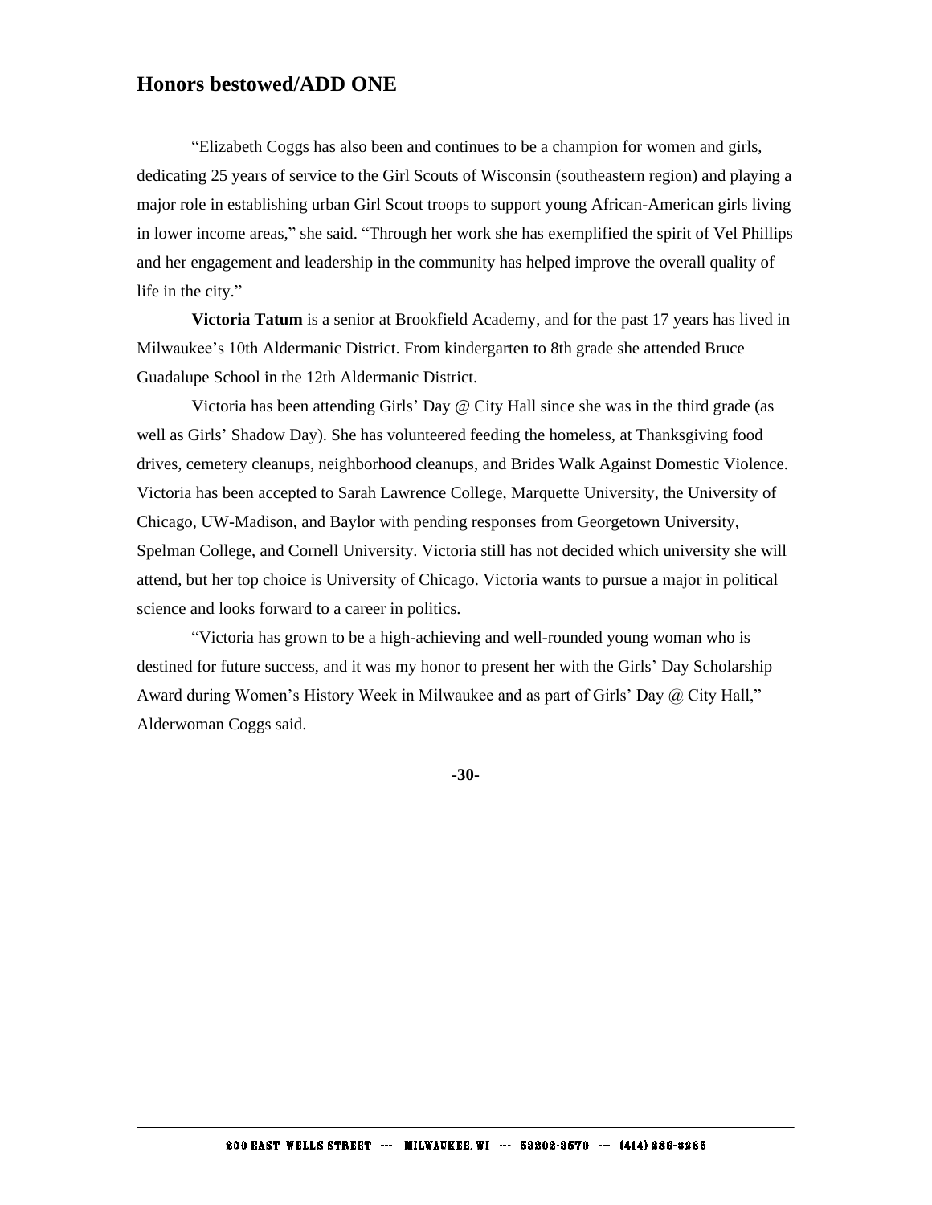## Honors bestowed/ADD ONE

"Elizabeth Coggs has also been and continues to be a champion for women and girls, dedicating 25 years of service to the Girl Scouts of Wisconsin (southeastern region) and playing a major role in establishing urban Girl Scout troops to support young African-American girls living in lower income areas," she said. "Through her work she has exemplified the spirit of Vel Phillips and her engagement and leadership in the community has helped improve the overall quality of life in the city."

**Victoria Tatum** is a senior at Brookfield Academy, and for the past 17 years has lived in Milwaukee's 10th Aldermanic District. From kindergarten to 8th grade she attended Bruce Guadalupe School in the 12th Aldermanic District.

Victoria has been attending Girls' Day @ City Hall since she was in the third grade (as well as Girls' Shadow Day). She has volunteered feeding the homeless, at Thanksgiving food drives, cemetery cleanups, neighborhood cleanups, and Brides Walk Against Domestic Violence. Victoria has been accepted to Sarah Lawrence College, Marquette University, the University of Chicago, UW-Madison, and Baylor with pending responses from Georgetown University, Spelman College, and Cornell University. Victoria still has not decided which university she will attend, but her top choice is University of Chicago. Victoria wants to pursue a major in political science and looks forward to a career in politics.

"Victoria has grown to be a high-achieving and well-rounded young woman who is destined for future success, and it was my honor to present her with the Girls' Day Scholarship Award during Women's History Week in Milwaukee and as part of Girls' Day @ City Hall," Alderwoman Coggs said.

**-30-**